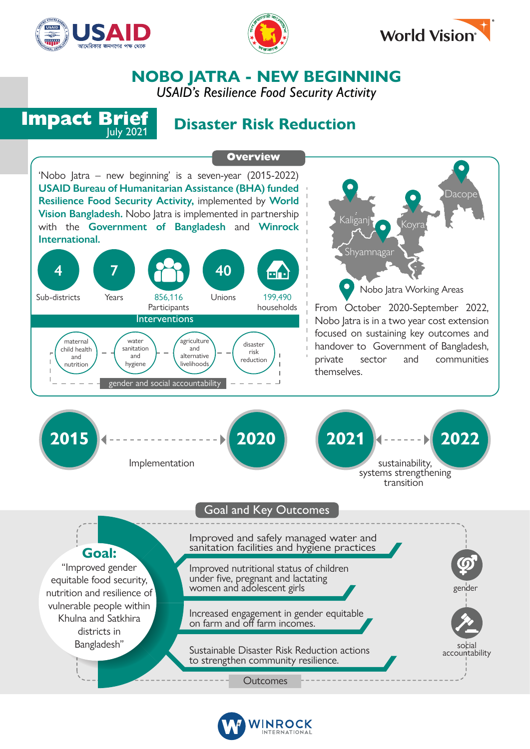# NOBO JATRA - NEW BEGINNING

*USAID's Resilience Food Security Activity*

## Impact Brief
July 2021

## Disaster Risk Reduction

### Overview

'Nobo Jatra – new beginning' is a seven-year (2015-2022) **USAID Bureau of Humanitarian Assistance (BHA) funded Resilience Food Security Activity,** implemented by **World Vision Bangladesh.** Nobo Jatra is implemented in partnership with the **Government of Bangladesh** and **Winrock International.**

- **4** Sub-districts
- **7** Years
- 856,116 Participants
- **40** Unions
- 199,490 households

**Interventions**

- maternal child health and nutrition
- water sanitation and hygiene
- agriculture and alternative livelihoods
- disaster risk reduction
- gender and social accountability

Kaliganj, Shyamnagar, Koyra, Dacope — Nobo Jatra Working Areas

From October 2020-September 2022, Nobo Jatra is in a two year cost extension focused on sustaining key outcomes and handover to Government of Bangladesh, private sector and communities themselves.

**2015** – **2020**: Implementation

**2021** – **2022**: sustainability, systems strengthening transition

### Goal and Key Outcomes

**Goal:** "Improved gender equitable food security, nutrition and resilience of vulnerable people within Khulna and Satkhira districts in Bangladesh"

**Outcomes**

- Improved and safely managed water and sanitation facilities and hygiene practices
- Improved nutritional status of children under five, pregnant and lactating women and adolescent girls
- Increased engagement in gender equitable on farm and off farm incomes.
- Sustainable Disaster Risk Reduction actions to strengthen community resilience.

Cross-cutting: gender, social accountability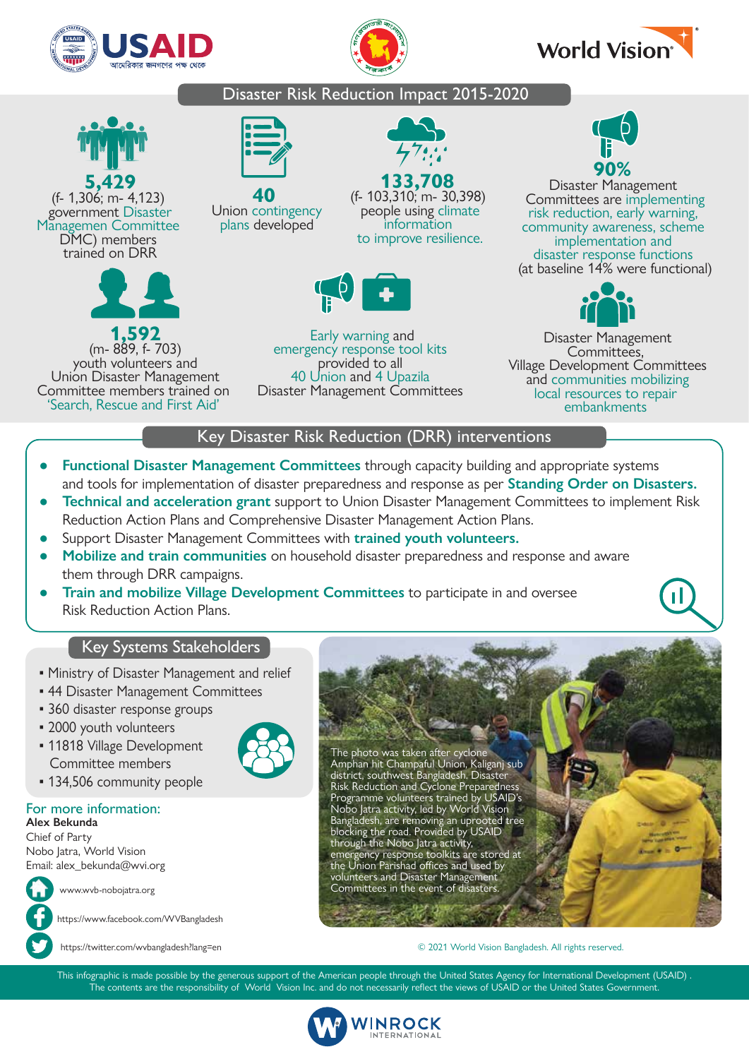USAID
আমেরিকার জনগণের পক্ষ থেকে

World Vision

# Disaster Risk Reduction Impact 2015-2020

**5,429**
(f- 1,306; m- 4,123)
government Disaster Managemen Committee DMC) members trained on DRR

**40**
Union contingency plans developed

**133,708**
(f- 103,310; m- 30,398)
people using climate information to improve resilience.

**90%**
Disaster Management Committees are implementing risk reduction, early warning, community awareness, scheme implementation and disaster response functions
(at baseline 14% were functional)

**1,592**
(m- 889, f- 703)
youth volunteers and Union Disaster Management Committee members trained on 'Search, Rescue and First Aid'

Early warning and emergency response tool kits provided to all 40 Union and 4 Upazila Disaster Management Committees

Disaster Management Committees, Village Development Committees and communities mobilizing local resources to repair embankments

## Key Disaster Risk Reduction (DRR) interventions

- **Functional Disaster Management Committees** through capacity building and appropriate systems and tools for implementation of disaster preparedness and response as per **Standing Order on Disasters.**
- **Technical and acceleration grant** support to Union Disaster Management Committees to implement Risk Reduction Action Plans and Comprehensive Disaster Management Action Plans.
- Support Disaster Management Committees with **trained youth volunteers.**
- **Mobilize and train communities** on household disaster preparedness and response and aware them through DRR campaigns.
- **Train and mobilize Village Development Committees** to participate in and oversee Risk Reduction Action Plans.

## Key Systems Stakeholders

- Ministry of Disaster Management and relief
- 44 Disaster Management Committees
- 360 disaster response groups
- 2000 youth volunteers
- 11818 Village Development Committee members
- 134,506 community people

The photo was taken after cyclone Amphan hit Champaful Union, Kaliganj sub district, southwest Bangladesh. Disaster Risk Reduction and Cyclone Preparedness Programme volunteers trained by USAID's Nobo Jatra activity, led by World Vision Bangladesh, are removing an uprooted tree blocking the road. Provided by USAID through the Nobo Jatra activity, emergency response toolkits are stored at the Union Parishad offices and used by volunteers and Disaster Management Committees in the event of disasters.

### For more information:

**Alex Bekunda**
Chief of Party
Nobo Jatra, World Vision
Email: alex_bekunda@wvi.org

www.wvb-nobojatra.org
https://www.facebook.com/WVBangladesh
https://twitter.com/wvbangladesh?lang=en

© 2021 World Vision Bangladesh. All rights reserved.

This infographic is made possible by the generous support of the American people through the United States Agency for International Development (USAID). The contents are the responsibility of World Vision Inc. and do not necessarily reflect the views of USAID or the United States Government.

WINROCK INTERNATIONAL